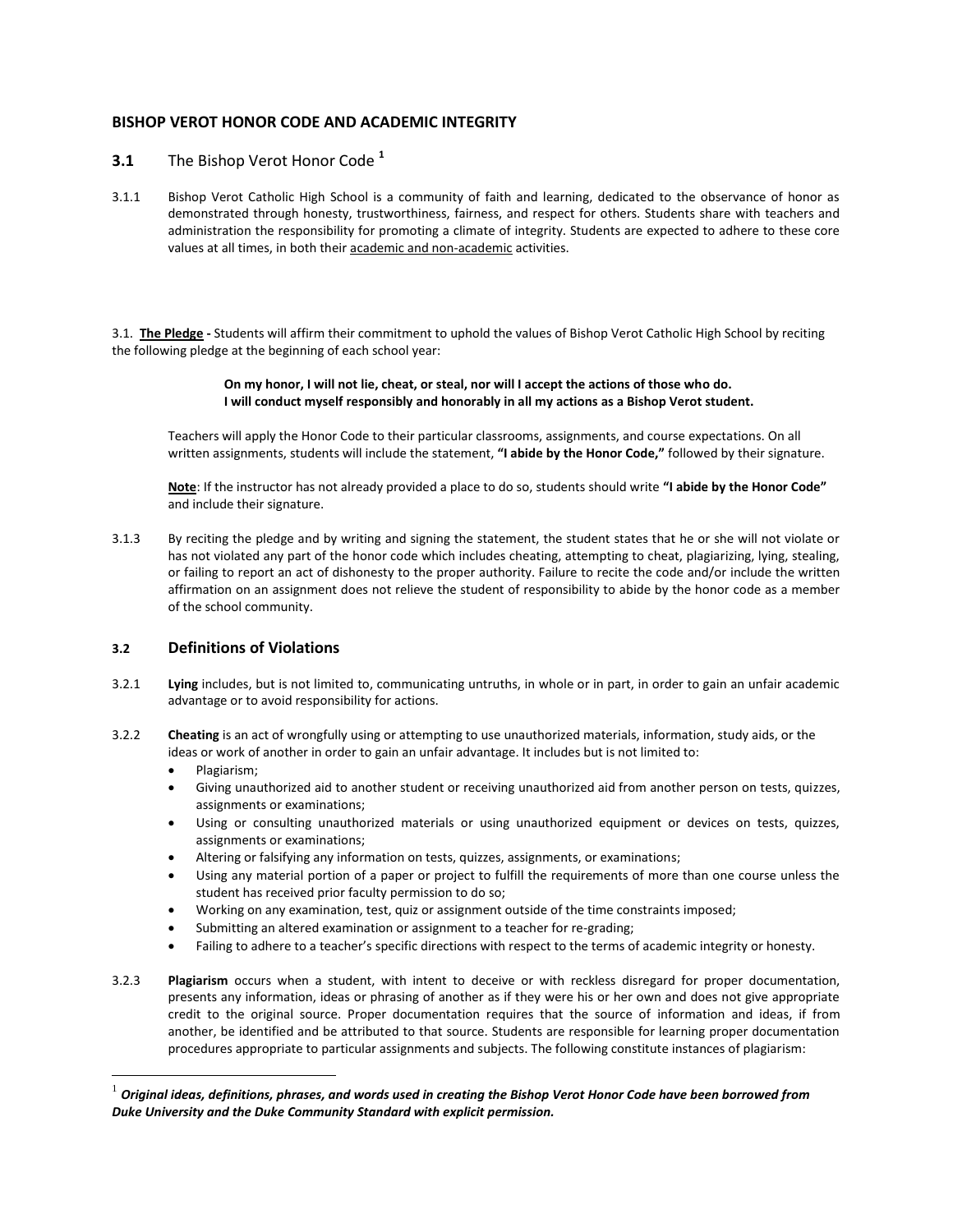## BISHOP VEROT HONOR CODE AND ACADEMIC INTEGRITY

### **3.1** The Bishop Verot Honor Code [1]

3.1.1 Bishop Verot Catholic High School is a community of faith and learning, dedicated to the observance of honor as demonstrated through honesty, trustworthiness, fairness, and respect for others. Students share with teachers and administration the responsibility for promoting a climate of integrity. Students are expected to adhere to these core values at all times, in both their academic and non-academic activities.

3.1. **The Pledge** - Students will affirm their commitment to uphold the values of Bishop Verot Catholic High School by reciting the following pledge at the beginning of each school year:

> **On my honor, I will not lie, cheat, or steal, nor will I accept the actions of those who do.**
> **I will conduct myself responsibly and honorably in all my actions as a Bishop Verot student.**

Teachers will apply the Honor Code to their particular classrooms, assignments, and course expectations. On all written assignments, students will include the statement, **"I abide by the Honor Code,"** followed by their signature.

**Note**: If the instructor has not already provided a place to do so, students should write **"I abide by the Honor Code"** and include their signature.

3.1.3 By reciting the pledge and by writing and signing the statement, the student states that he or she will not violate or has not violated any part of the honor code which includes cheating, attempting to cheat, plagiarizing, lying, stealing, or failing to report an act of dishonesty to the proper authority. Failure to recite the code and/or include the written affirmation on an assignment does not relieve the student of responsibility to abide by the honor code as a member of the school community.

### **3.2** Definitions of Violations

3.2.1 **Lying** includes, but is not limited to, communicating untruths, in whole or in part, in order to gain an unfair academic advantage or to avoid responsibility for actions.

3.2.2 **Cheating** is an act of wrongfully using or attempting to use unauthorized materials, information, study aids, or the ideas or work of another in order to gain an unfair advantage. It includes but is not limited to:

- Plagiarism;
- Giving unauthorized aid to another student or receiving unauthorized aid from another person on tests, quizzes, assignments or examinations;
- Using or consulting unauthorized materials or using unauthorized equipment or devices on tests, quizzes, assignments or examinations;
- Altering or falsifying any information on tests, quizzes, assignments, or examinations;
- Using any material portion of a paper or project to fulfill the requirements of more than one course unless the student has received prior faculty permission to do so;
- Working on any examination, test, quiz or assignment outside of the time constraints imposed;
- Submitting an altered examination or assignment to a teacher for re-grading;
- Failing to adhere to a teacher's specific directions with respect to the terms of academic integrity or honesty.

3.2.3 **Plagiarism** occurs when a student, with intent to deceive or with reckless disregard for proper documentation, presents any information, ideas or phrasing of another as if they were his or her own and does not give appropriate credit to the original source. Proper documentation requires that the source of information and ideas, if from another, be identified and be attributed to that source. Students are responsible for learning proper documentation procedures appropriate to particular assignments and subjects. The following constitute instances of plagiarism:

---

[1] ***Original ideas, definitions, phrases, and words used in creating the Bishop Verot Honor Code have been borrowed from Duke University and the Duke Community Standard with explicit permission.***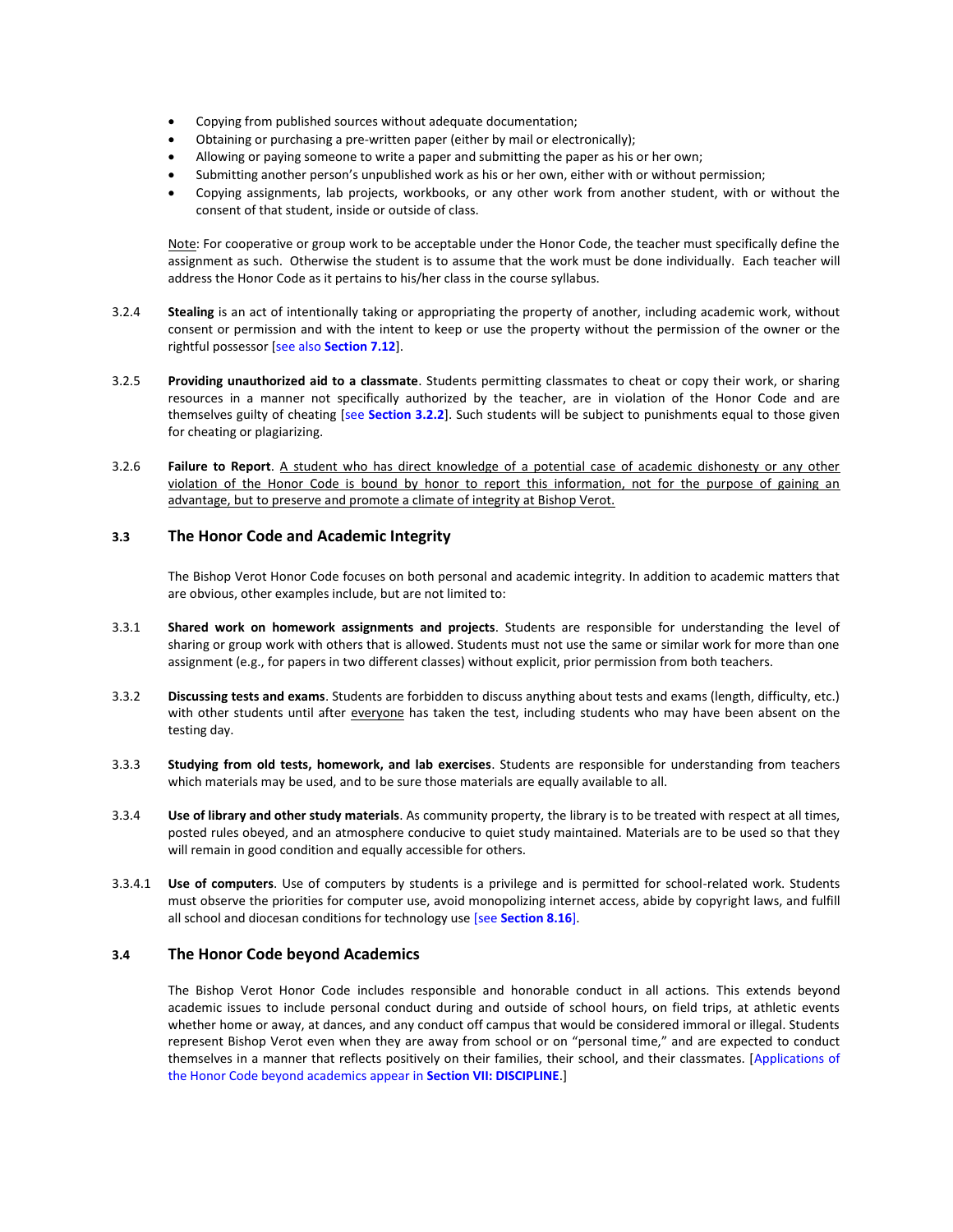- Copying from published sources without adequate documentation;
- Obtaining or purchasing a pre-written paper (either by mail or electronically);
- Allowing or paying someone to write a paper and submitting the paper as his or her own;
- Submitting another person's unpublished work as his or her own, either with or without permission;
- Copying assignments, lab projects, workbooks, or any other work from another student, with or without the consent of that student, inside or outside of class.

<u>Note</u>: For cooperative or group work to be acceptable under the Honor Code, the teacher must specifically define the assignment as such. Otherwise the student is to assume that the work must be done individually. Each teacher will address the Honor Code as it pertains to his/her class in the course syllabus.

3.2.4 **Stealing** is an act of intentionally taking or appropriating the property of another, including academic work, without consent or permission and with the intent to keep or use the property without the permission of the owner or the rightful possessor [see also **Section 7.12**].

3.2.5 **Providing unauthorized aid to a classmate**. Students permitting classmates to cheat or copy their work, or sharing resources in a manner not specifically authorized by the teacher, are in violation of the Honor Code and are themselves guilty of cheating [see **Section 3.2.2**]. Such students will be subject to punishments equal to those given for cheating or plagiarizing.

3.2.6 **Failure to Report**. <u>A student who has direct knowledge of a potential case of academic dishonesty or any other violation of the Honor Code is bound by honor to report this information, not for the purpose of gaining an advantage, but to preserve and promote a climate of integrity at Bishop Verot.</u>

### 3.3 The Honor Code and Academic Integrity

The Bishop Verot Honor Code focuses on both personal and academic integrity. In addition to academic matters that are obvious, other examples include, but are not limited to:

3.3.1 **Shared work on homework assignments and projects**. Students are responsible for understanding the level of sharing or group work with others that is allowed. Students must not use the same or similar work for more than one assignment (e.g., for papers in two different classes) without explicit, prior permission from both teachers.

3.3.2 **Discussing tests and exams**. Students are forbidden to discuss anything about tests and exams (length, difficulty, etc.) with other students until after <u>everyone</u> has taken the test, including students who may have been absent on the testing day.

3.3.3 **Studying from old tests, homework, and lab exercises**. Students are responsible for understanding from teachers which materials may be used, and to be sure those materials are equally available to all.

3.3.4 **Use of library and other study materials**. As community property, the library is to be treated with respect at all times, posted rules obeyed, and an atmosphere conducive to quiet study maintained. Materials are to be used so that they will remain in good condition and equally accessible for others.

3.3.4.1 **Use of computers**. Use of computers by students is a privilege and is permitted for school-related work. Students must observe the priorities for computer use, avoid monopolizing internet access, abide by copyright laws, and fulfill all school and diocesan conditions for technology use [see **Section 8.16**].

### 3.4 The Honor Code beyond Academics

The Bishop Verot Honor Code includes responsible and honorable conduct in all actions. This extends beyond academic issues to include personal conduct during and outside of school hours, on field trips, at athletic events whether home or away, at dances, and any conduct off campus that would be considered immoral or illegal. Students represent Bishop Verot even when they are away from school or on "personal time," and are expected to conduct themselves in a manner that reflects positively on their families, their school, and their classmates. [Applications of the Honor Code beyond academics appear in **Section VII: DISCIPLINE**.]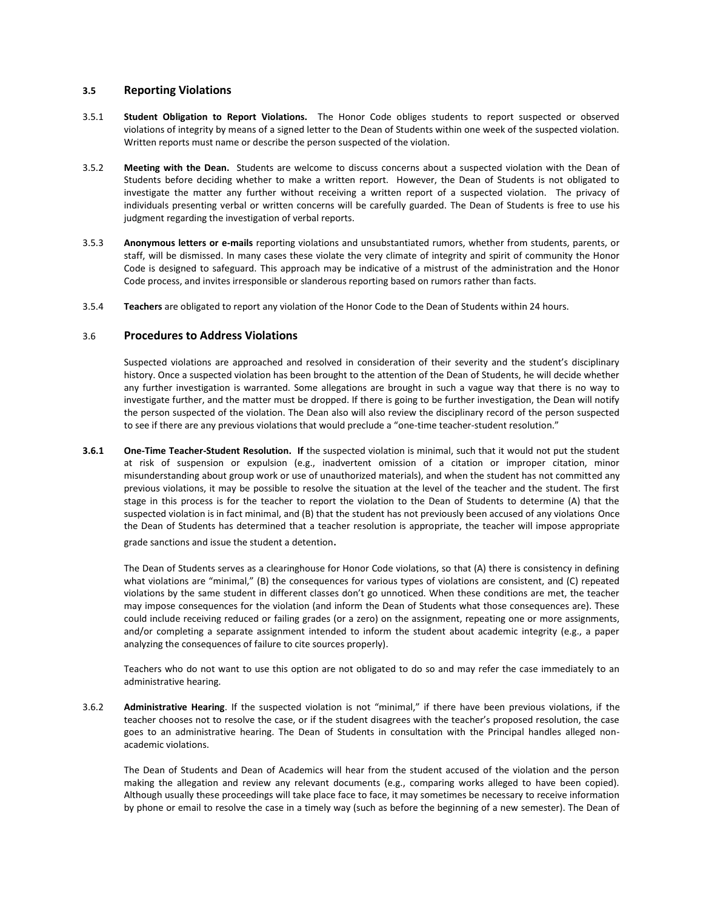## 3.5 Reporting Violations

3.5.1 **Student Obligation to Report Violations.** The Honor Code obliges students to report suspected or observed violations of integrity by means of a signed letter to the Dean of Students within one week of the suspected violation. Written reports must name or describe the person suspected of the violation.

3.5.2 **Meeting with the Dean.** Students are welcome to discuss concerns about a suspected violation with the Dean of Students before deciding whether to make a written report. However, the Dean of Students is not obligated to investigate the matter any further without receiving a written report of a suspected violation. The privacy of individuals presenting verbal or written concerns will be carefully guarded. The Dean of Students is free to use his judgment regarding the investigation of verbal reports.

3.5.3 **Anonymous letters or e-mails** reporting violations and unsubstantiated rumors, whether from students, parents, or staff, will be dismissed. In many cases these violate the very climate of integrity and spirit of community the Honor Code is designed to safeguard. This approach may be indicative of a mistrust of the administration and the Honor Code process, and invites irresponsible or slanderous reporting based on rumors rather than facts.

3.5.4 **Teachers** are obligated to report any violation of the Honor Code to the Dean of Students within 24 hours.

## 3.6 Procedures to Address Violations

Suspected violations are approached and resolved in consideration of their severity and the student's disciplinary history. Once a suspected violation has been brought to the attention of the Dean of Students, he will decide whether any further investigation is warranted. Some allegations are brought in such a vague way that there is no way to investigate further, and the matter must be dropped. If there is going to be further investigation, the Dean will notify the person suspected of the violation. The Dean also will also review the disciplinary record of the person suspected to see if there are any previous violations that would preclude a "one-time teacher-student resolution."

**3.6.1** **One-Time Teacher-Student Resolution. If** the suspected violation is minimal, such that it would not put the student at risk of suspension or expulsion (e.g., inadvertent omission of a citation or improper citation, minor misunderstanding about group work or use of unauthorized materials), and when the student has not committed any previous violations, it may be possible to resolve the situation at the level of the teacher and the student. The first stage in this process is for the teacher to report the violation to the Dean of Students to determine (A) that the suspected violation is in fact minimal, and (B) that the student has not previously been accused of any violations Once the Dean of Students has determined that a teacher resolution is appropriate, the teacher will impose appropriate grade sanctions and issue the student a detention**.**

The Dean of Students serves as a clearinghouse for Honor Code violations, so that (A) there is consistency in defining what violations are "minimal," (B) the consequences for various types of violations are consistent, and (C) repeated violations by the same student in different classes don't go unnoticed. When these conditions are met, the teacher may impose consequences for the violation (and inform the Dean of Students what those consequences are). These could include receiving reduced or failing grades (or a zero) on the assignment, repeating one or more assignments, and/or completing a separate assignment intended to inform the student about academic integrity (e.g., a paper analyzing the consequences of failure to cite sources properly).

Teachers who do not want to use this option are not obligated to do so and may refer the case immediately to an administrative hearing.

3.6.2 **Administrative Hearing**. If the suspected violation is not "minimal," if there have been previous violations, if the teacher chooses not to resolve the case, or if the student disagrees with the teacher's proposed resolution, the case goes to an administrative hearing. The Dean of Students in consultation with the Principal handles alleged non-academic violations.

The Dean of Students and Dean of Academics will hear from the student accused of the violation and the person making the allegation and review any relevant documents (e.g., comparing works alleged to have been copied). Although usually these proceedings will take place face to face, it may sometimes be necessary to receive information by phone or email to resolve the case in a timely way (such as before the beginning of a new semester). The Dean of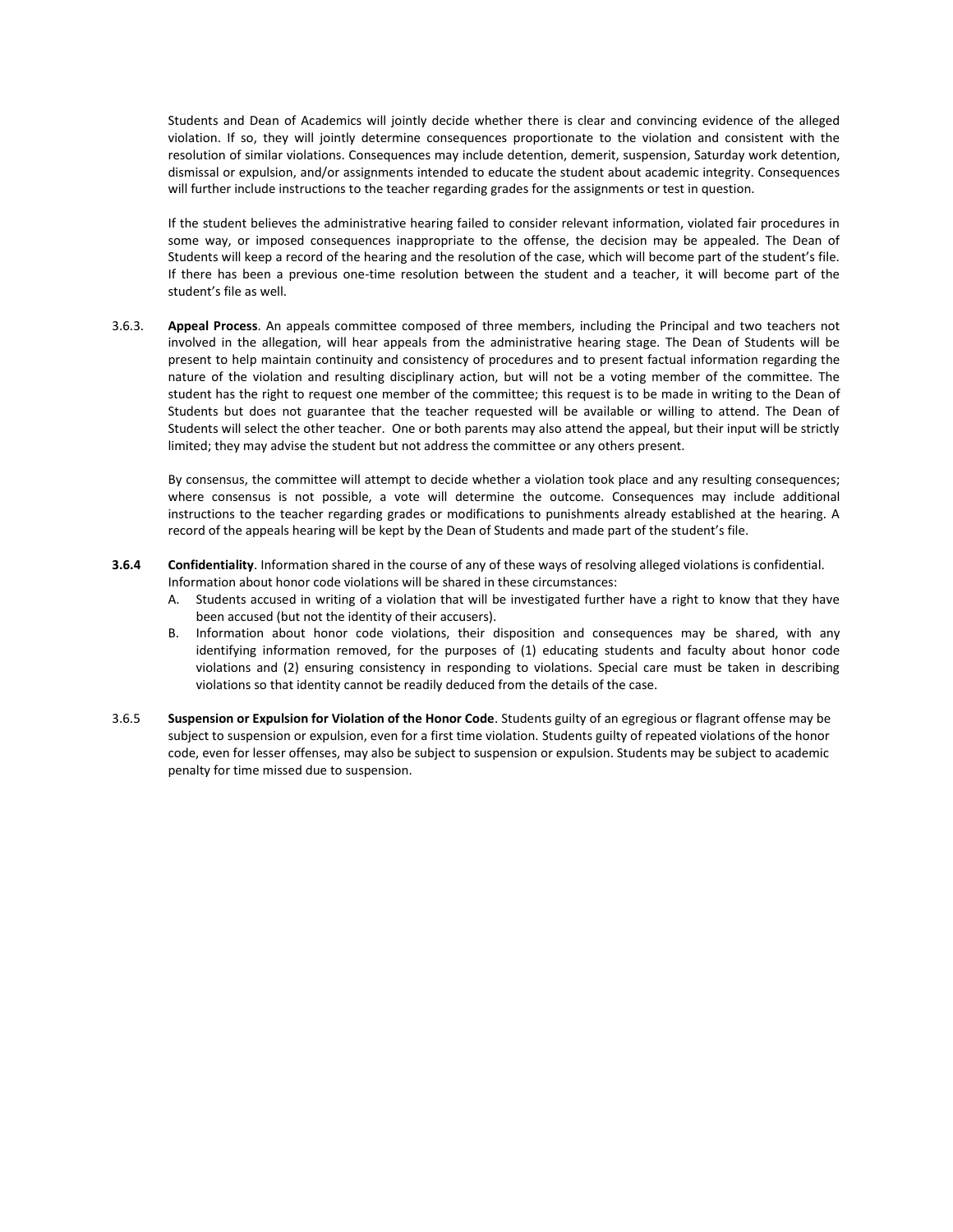Students and Dean of Academics will jointly decide whether there is clear and convincing evidence of the alleged violation. If so, they will jointly determine consequences proportionate to the violation and consistent with the resolution of similar violations. Consequences may include detention, demerit, suspension, Saturday work detention, dismissal or expulsion, and/or assignments intended to educate the student about academic integrity. Consequences will further include instructions to the teacher regarding grades for the assignments or test in question.

If the student believes the administrative hearing failed to consider relevant information, violated fair procedures in some way, or imposed consequences inappropriate to the offense, the decision may be appealed. The Dean of Students will keep a record of the hearing and the resolution of the case, which will become part of the student's file. If there has been a previous one-time resolution between the student and a teacher, it will become part of the student's file as well.

3.6.3. **Appeal Process**. An appeals committee composed of three members, including the Principal and two teachers not involved in the allegation, will hear appeals from the administrative hearing stage. The Dean of Students will be present to help maintain continuity and consistency of procedures and to present factual information regarding the nature of the violation and resulting disciplinary action, but will not be a voting member of the committee. The student has the right to request one member of the committee; this request is to be made in writing to the Dean of Students but does not guarantee that the teacher requested will be available or willing to attend. The Dean of Students will select the other teacher. One or both parents may also attend the appeal, but their input will be strictly limited; they may advise the student but not address the committee or any others present.

By consensus, the committee will attempt to decide whether a violation took place and any resulting consequences; where consensus is not possible, a vote will determine the outcome. Consequences may include additional instructions to the teacher regarding grades or modifications to punishments already established at the hearing. A record of the appeals hearing will be kept by the Dean of Students and made part of the student's file.

**3.6.4** **Confidentiality**. Information shared in the course of any of these ways of resolving alleged violations is confidential. Information about honor code violations will be shared in these circumstances:

A. Students accused in writing of a violation that will be investigated further have a right to know that they have been accused (but not the identity of their accusers).
B. Information about honor code violations, their disposition and consequences may be shared, with any identifying information removed, for the purposes of (1) educating students and faculty about honor code violations and (2) ensuring consistency in responding to violations. Special care must be taken in describing violations so that identity cannot be readily deduced from the details of the case.

3.6.5 **Suspension or Expulsion for Violation of the Honor Code**. Students guilty of an egregious or flagrant offense may be subject to suspension or expulsion, even for a first time violation. Students guilty of repeated violations of the honor code, even for lesser offenses, may also be subject to suspension or expulsion. Students may be subject to academic penalty for time missed due to suspension.